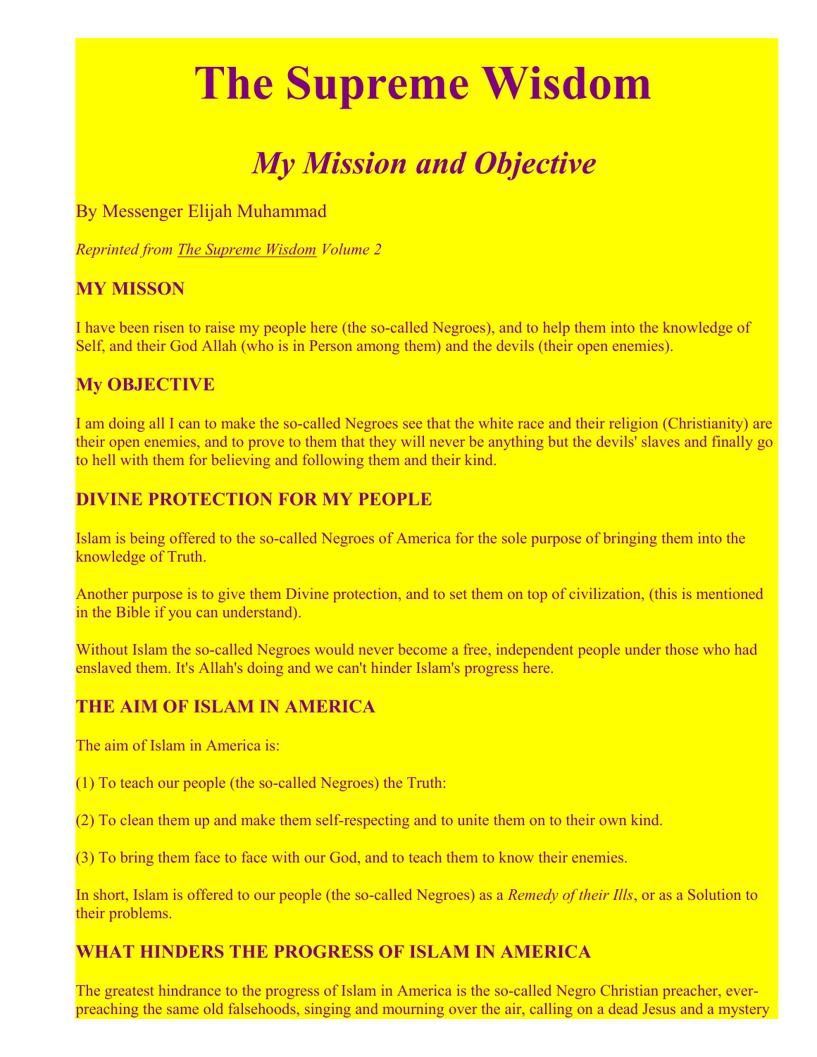# The Supreme Wisdom

## *My Mission and Objective*

By Messenger Elijah Muhammad

*Reprinted from The Supreme Wisdom Volume 2*

### MY MISSON

I have been risen to raise my people here (the so-called Negroes), and to help them into the knowledge of Self, and their God Allah (who is in Person among them) and the devils (their open enemies).

### My OBJECTIVE

I am doing all I can to make the so-called Negroes see that the white race and their religion (Christianity) are their open enemies, and to prove to them that they will never be anything but the devils' slaves and finally go to hell with them for believing and following them and their kind.

### DIVINE PROTECTION FOR MY PEOPLE

Islam is being offered to the so-called Negroes of America for the sole purpose of bringing them into the knowledge of Truth.

Another purpose is to give them Divine protection, and to set them on top of civilization, (this is mentioned in the Bible if you can understand).

Without Islam the so-called Negroes would never become a free, independent people under those who had enslaved them. It's Allah's doing and we can't hinder Islam's progress here.

### THE AIM OF ISLAM IN AMERICA

The aim of Islam in America is:

(1) To teach our people (the so-called Negroes) the Truth:

(2) To clean them up and make them self-respecting and to unite them on to their own kind.

(3) To bring them face to face with our God, and to teach them to know their enemies.

In short, Islam is offered to our people (the so-called Negroes) as a *Remedy of their Ills*, or as a Solution to their problems.

### WHAT HINDERS THE PROGRESS OF ISLAM IN AMERICA

The greatest hindrance to the progress of Islam in America is the so-called Negro Christian preacher, ever-preaching the same old falsehoods, singing and mourning over the air, calling on a dead Jesus and a mystery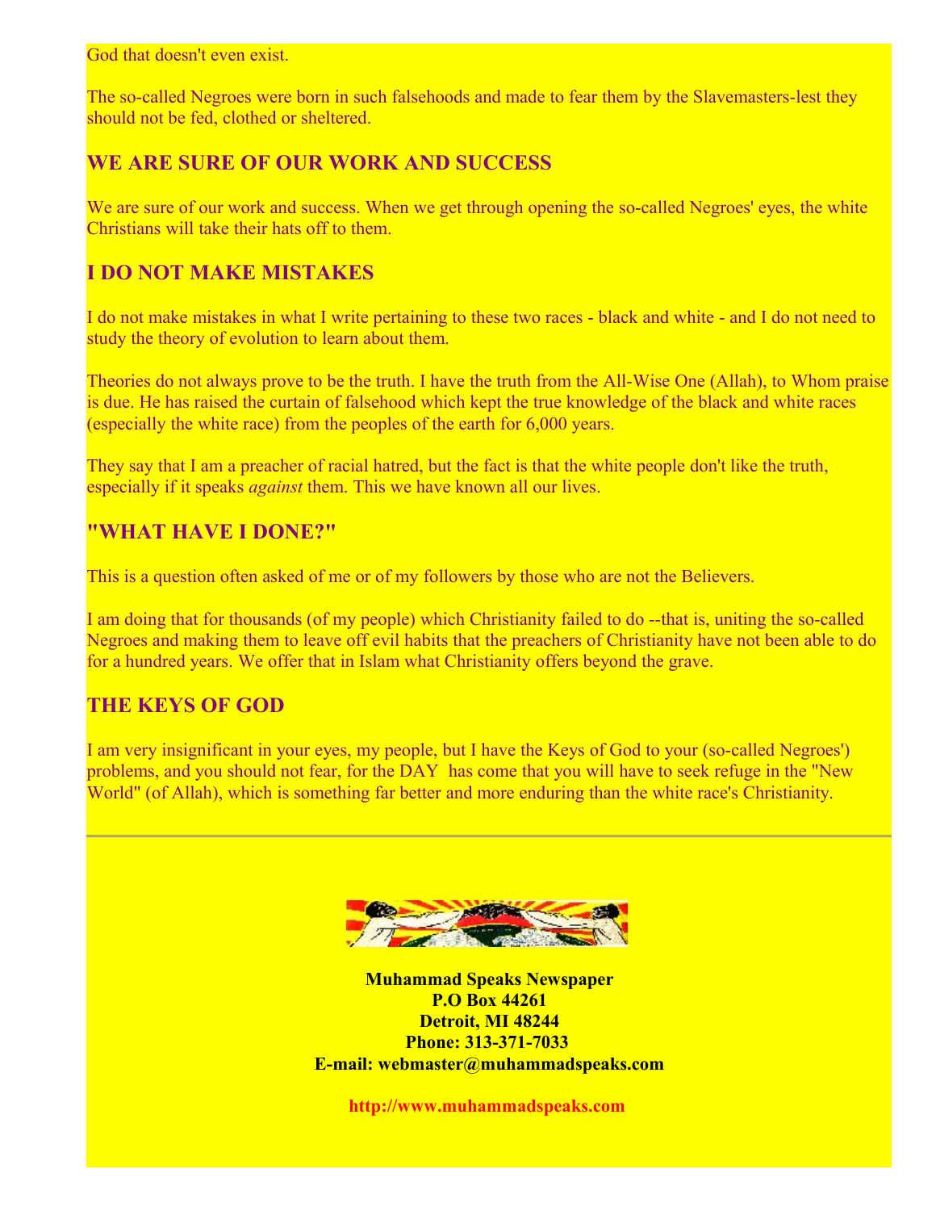God that doesn't even exist.

The so-called Negroes were born in such falsehoods and made to fear them by the Slavemasters-lest they should not be fed, clothed or sheltered.

## WE ARE SURE OF OUR WORK AND SUCCESS

We are sure of our work and success. When we get through opening the so-called Negroes' eyes, the white Christians will take their hats off to them.

## I DO NOT MAKE MISTAKES

I do not make mistakes in what I write pertaining to these two races - black and white - and I do not need to study the theory of evolution to learn about them.

Theories do not always prove to be the truth. I have the truth from the All-Wise One (Allah), to Whom praise is due. He has raised the curtain of falsehood which kept the true knowledge of the black and white races (especially the white race) from the peoples of the earth for 6,000 years.

They say that I am a preacher of racial hatred, but the fact is that the white people don't like the truth, especially if it speaks *against* them. This we have known all our lives.

## "WHAT HAVE I DONE?"

This is a question often asked of me or of my followers by those who are not the Believers.

I am doing that for thousands (of my people) which Christianity failed to do --that is, uniting the so-called Negroes and making them to leave off evil habits that the preachers of Christianity have not been able to do for a hundred years. We offer that in Islam what Christianity offers beyond the grave.

## THE KEYS OF GOD

I am very insignificant in your eyes, my people, but I have the Keys of God to your (so-called Negroes') problems, and you should not fear, for the DAY has come that you will have to seek refuge in the "New World" (of Allah), which is something far better and more enduring than the white race's Christianity.

---

**Muhammad Speaks Newspaper**
**P.O Box 44261**
**Detroit, MI 48244**
**Phone: 313-371-7033**
**E-mail: webmaster@muhammadspeaks.com**

**http://www.muhammadspeaks.com**